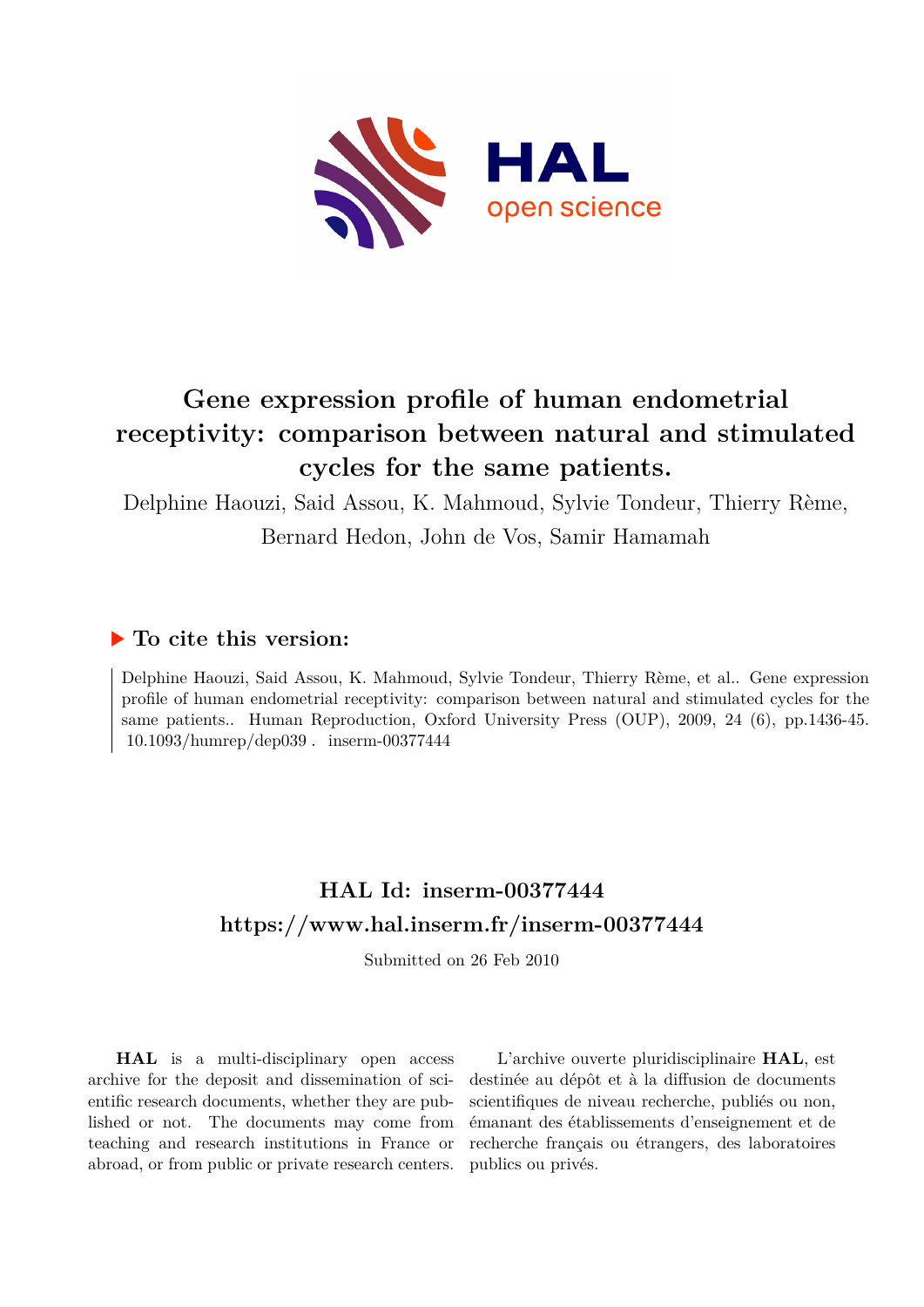# Gene expression profile of human endometrial receptivity: comparison between natural and stimulated cycles for the same patients.

Delphine Haouzi, Said Assou, K. Mahmoud, Sylvie Tondeur, Thierry Rème, Bernard Hedon, John de Vos, Samir Hamamah

## ▶ To cite this version:

Delphine Haouzi, Said Assou, K. Mahmoud, Sylvie Tondeur, Thierry Rème, et al.. Gene expression profile of human endometrial receptivity: comparison between natural and stimulated cycles for the same patients.. Human Reproduction, Oxford University Press (OUP), 2009, 24 (6), pp.1436-45. 10.1093/humrep/dep039 . inserm-00377444

## HAL Id: inserm-00377444
## https://www.hal.inserm.fr/inserm-00377444

Submitted on 26 Feb 2010

**HAL** is a multi-disciplinary open access archive for the deposit and dissemination of scientific research documents, whether they are published or not. The documents may come from teaching and research institutions in France or abroad, or from public or private research centers.

L'archive ouverte pluridisciplinaire **HAL**, est destinée au dépôt et à la diffusion de documents scientifiques de niveau recherche, publiés ou non, émanant des établissements d'enseignement et de recherche français ou étrangers, des laboratoires publics ou privés.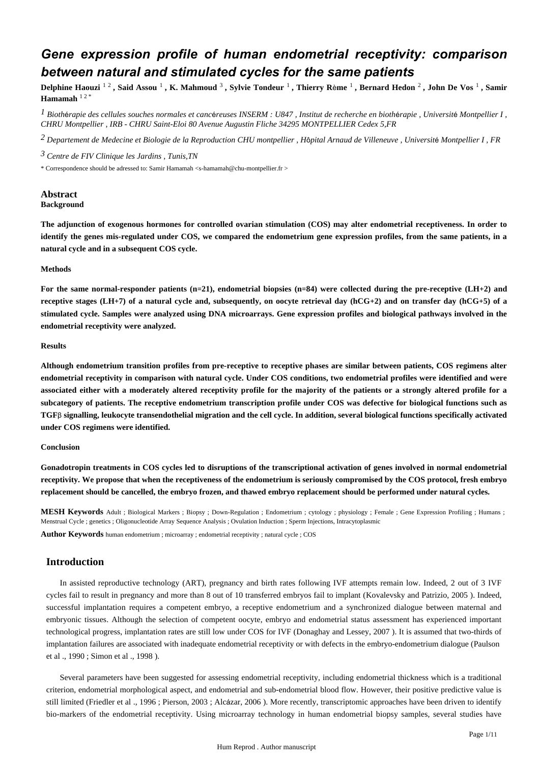# Gene expression profile of human endometrial receptivity: comparison between natural and stimulated cycles for the same patients

**Delphine Haouzi** [1, 2] **, Said Assou** [1] **, K. Mahmoud** [3] **, Sylvie Tondeur** [1] **, Thierry Rème** [1] **, Bernard Hedon** [2] **, John De Vos** [1] **, Samir Hamamah** [1, 2, *]

[1] *Biothérapie des cellules souches normales et cancéreuses INSERM : U847 , Institut de recherche en biothérapie , Université Montpellier I , CHRU Montpellier , IRB - CHRU Saint-Eloi 80 Avenue Augustin Fliche 34295 MONTPELLIER Cedex 5,FR*

[2] *Departement de Medecine et Biologie de la Reproduction CHU montpellier , Hôpital Arnaud de Villeneuve , Université Montpellier I , FR*

[3] *Centre de FIV Clinique les Jardins , Tunis,TN*

\* Correspondence should be adressed to: Samir Hamamah <s-hamamah@chu-montpellier.fr >

## Abstract

### Background

**The adjunction of exogenous hormones for controlled ovarian stimulation (COS) may alter endometrial receptiveness. In order to identify the genes mis-regulated under COS, we compared the endometrium gene expression profiles, from the same patients, in a natural cycle and in a subsequent COS cycle.**

### Methods

**For the same normal-responder patients (n=21), endometrial biopsies (n=84) were collected during the pre-receptive (LH+2) and receptive stages (LH+7) of a natural cycle and, subsequently, on oocyte retrieval day (hCG+2) and on transfer day (hCG+5) of a stimulated cycle. Samples were analyzed using DNA microarrays. Gene expression profiles and biological pathways involved in the endometrial receptivity were analyzed.**

### Results

**Although endometrium transition profiles from pre-receptive to receptive phases are similar between patients, COS regimens alter endometrial receptivity in comparison with natural cycle. Under COS conditions, two endometrial profiles were identified and were associated either with a moderately altered receptivity profile for the majority of the patients or a strongly altered profile for a subcategory of patients. The receptive endometrium transcription profile under COS was defective for biological functions such as TGFβ signalling, leukocyte transendothelial migration and the cell cycle. In addition, several biological functions specifically activated under COS regimens were identified.**

### Conclusion

**Gonadotropin treatments in COS cycles led to disruptions of the transcriptional activation of genes involved in normal endometrial receptivity. We propose that when the receptiveness of the endometrium is seriously compromised by the COS protocol, fresh embryo replacement should be cancelled, the embryo frozen, and thawed embryo replacement should be performed under natural cycles.**

**MESH Keywords** Adult ; Biological Markers ; Biopsy ; Down-Regulation ; Endometrium ; cytology ; physiology ; Female ; Gene Expression Profiling ; Humans ; Menstrual Cycle ; genetics ; Oligonucleotide Array Sequence Analysis ; Ovulation Induction ; Sperm Injections, Intracytoplasmic

**Author Keywords** human endometrium ; microarray ; endometrial receptivity ; natural cycle ; COS

## Introduction

In assisted reproductive technology (ART), pregnancy and birth rates following IVF attempts remain low. Indeed, 2 out of 3 IVF cycles fail to result in pregnancy and more than 8 out of 10 transferred embryos fail to implant (Kovalevsky and Patrizio, 2005 ). Indeed, successful implantation requires a competent embryo, a receptive endometrium and a synchronized dialogue between maternal and embryonic tissues. Although the selection of competent oocyte, embryo and endometrial status assessment has experienced important technological progress, implantation rates are still low under COS for IVF (Donaghay and Lessey, 2007 ). It is assumed that two-thirds of implantation failures are associated with inadequate endometrial receptivity or with defects in the embryo-endometrium dialogue (Paulson et al ., 1990 ; Simon et al ., 1998 ).

Several parameters have been suggested for assessing endometrial receptivity, including endometrial thickness which is a traditional criterion, endometrial morphological aspect, and endometrial and sub-endometrial blood flow. However, their positive predictive value is still limited (Friedler et al ., 1996 ; Pierson, 2003 ; Alcázar, 2006 ). More recently, transcriptomic approaches have been driven to identify bio-markers of the endometrial receptivity. Using microarray technology in human endometrial biopsy samples, several studies have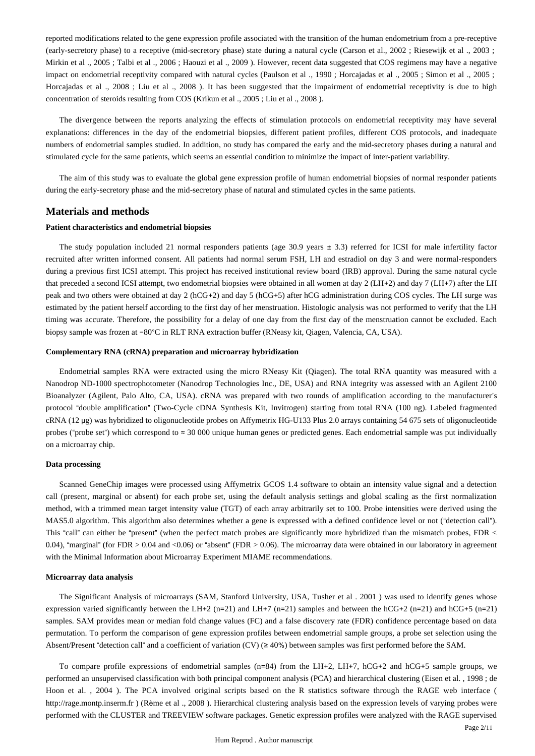reported modifications related to the gene expression profile associated with the transition of the human endometrium from a pre-receptive (early-secretory phase) to a receptive (mid-secretory phase) state during a natural cycle (Carson et al., 2002 ; Riesewijk et al ., 2003 ; Mirkin et al ., 2005 ; Talbi et al ., 2006 ; Haouzi et al ., 2009 ). However, recent data suggested that COS regimens may have a negative impact on endometrial receptivity compared with natural cycles (Paulson et al ., 1990 ; Horcajadas et al ., 2005 ; Simon et al ., 2005 ; Horcajadas et al ., 2008 ; Liu et al ., 2008 ). It has been suggested that the impairment of endometrial receptivity is due to high concentration of steroids resulting from COS (Krikun et al ., 2005 ; Liu et al ., 2008 ).

The divergence between the reports analyzing the effects of stimulation protocols on endometrial receptivity may have several explanations: differences in the day of the endometrial biopsies, different patient profiles, different COS protocols, and inadequate numbers of endometrial samples studied. In addition, no study has compared the early and the mid-secretory phases during a natural and stimulated cycle for the same patients, which seems an essential condition to minimize the impact of inter-patient variability.

The aim of this study was to evaluate the global gene expression profile of human endometrial biopsies of normal responder patients during the early-secretory phase and the mid-secretory phase of natural and stimulated cycles in the same patients.

## Materials and methods

### Patient characteristics and endometrial biopsies

The study population included 21 normal responders patients (age 30.9 years ± 3.3) referred for ICSI for male infertility factor recruited after written informed consent. All patients had normal serum FSH, LH and estradiol on day 3 and were normal-responders during a previous first ICSI attempt. This project has received institutional review board (IRB) approval. During the same natural cycle that preceded a second ICSI attempt, two endometrial biopsies were obtained in all women at day 2 (LH+2) and day 7 (LH+7) after the LH peak and two others were obtained at day 2 (hCG+2) and day 5 (hCG+5) after hCG administration during COS cycles. The LH surge was estimated by the patient herself according to the first day of her menstruation. Histologic analysis was not performed to verify that the LH timing was accurate. Therefore, the possibility for a delay of one day from the first day of the menstruation cannot be excluded. Each biopsy sample was frozen at −80°C in RLT RNA extraction buffer (RNeasy kit, Qiagen, Valencia, CA, USA).

### Complementary RNA (cRNA) preparation and microarray hybridization

Endometrial samples RNA were extracted using the micro RNeasy Kit (Qiagen). The total RNA quantity was measured with a Nanodrop ND-1000 spectrophotometer (Nanodrop Technologies Inc., DE, USA) and RNA integrity was assessed with an Agilent 2100 Bioanalyzer (Agilent, Palo Alto, CA, USA). cRNA was prepared with two rounds of amplification according to the manufacturer's protocol "double amplification" (Two-Cycle cDNA Synthesis Kit, Invitrogen) starting from total RNA (100 ng). Labeled fragmented cRNA (12 μg) was hybridized to oligonucleotide probes on Affymetrix HG-U133 Plus 2.0 arrays containing 54 675 sets of oligonucleotide probes ("probe set") which correspond to ≈ 30 000 unique human genes or predicted genes. Each endometrial sample was put individually on a microarray chip.

### Data processing

Scanned GeneChip images were processed using Affymetrix GCOS 1.4 software to obtain an intensity value signal and a detection call (present, marginal or absent) for each probe set, using the default analysis settings and global scaling as the first normalization method, with a trimmed mean target intensity value (TGT) of each array arbitrarily set to 100. Probe intensities were derived using the MAS5.0 algorithm. This algorithm also determines whether a gene is expressed with a defined confidence level or not ("detection call"). This "call" can either be "present" (when the perfect match probes are significantly more hybridized than the mismatch probes, FDR < 0.04), "marginal" (for FDR > 0.04 and <0.06) or "absent" (FDR > 0.06). The microarray data were obtained in our laboratory in agreement with the Minimal Information about Microarray Experiment MIAME recommendations.

### Microarray data analysis

The Significant Analysis of microarrays (SAM, Stanford University, USA, Tusher et al . 2001 ) was used to identify genes whose expression varied significantly between the LH+2 (n=21) and LH+7 (n=21) samples and between the hCG+2 (n=21) and hCG+5 (n=21) samples. SAM provides mean or median fold change values (FC) and a false discovery rate (FDR) confidence percentage based on data permutation. To perform the comparison of gene expression profiles between endometrial sample groups, a probe set selection using the Absent/Present "detection call" and a coefficient of variation (CV) (≥ 40%) between samples was first performed before the SAM.

To compare profile expressions of endometrial samples (n=84) from the LH+2, LH+7, hCG+2 and hCG+5 sample groups, we performed an unsupervised classification with both principal component analysis (PCA) and hierarchical clustering (Eisen et al. , 1998 ; de Hoon et al. , 2004 ). The PCA involved original scripts based on the R statistics software through the RAGE web interface ( http://rage.montp.inserm.fr ) (Rème et al ., 2008 ). Hierarchical clustering analysis based on the expression levels of varying probes were performed with the CLUSTER and TREEVIEW software packages. Genetic expression profiles were analyzed with the RAGE supervised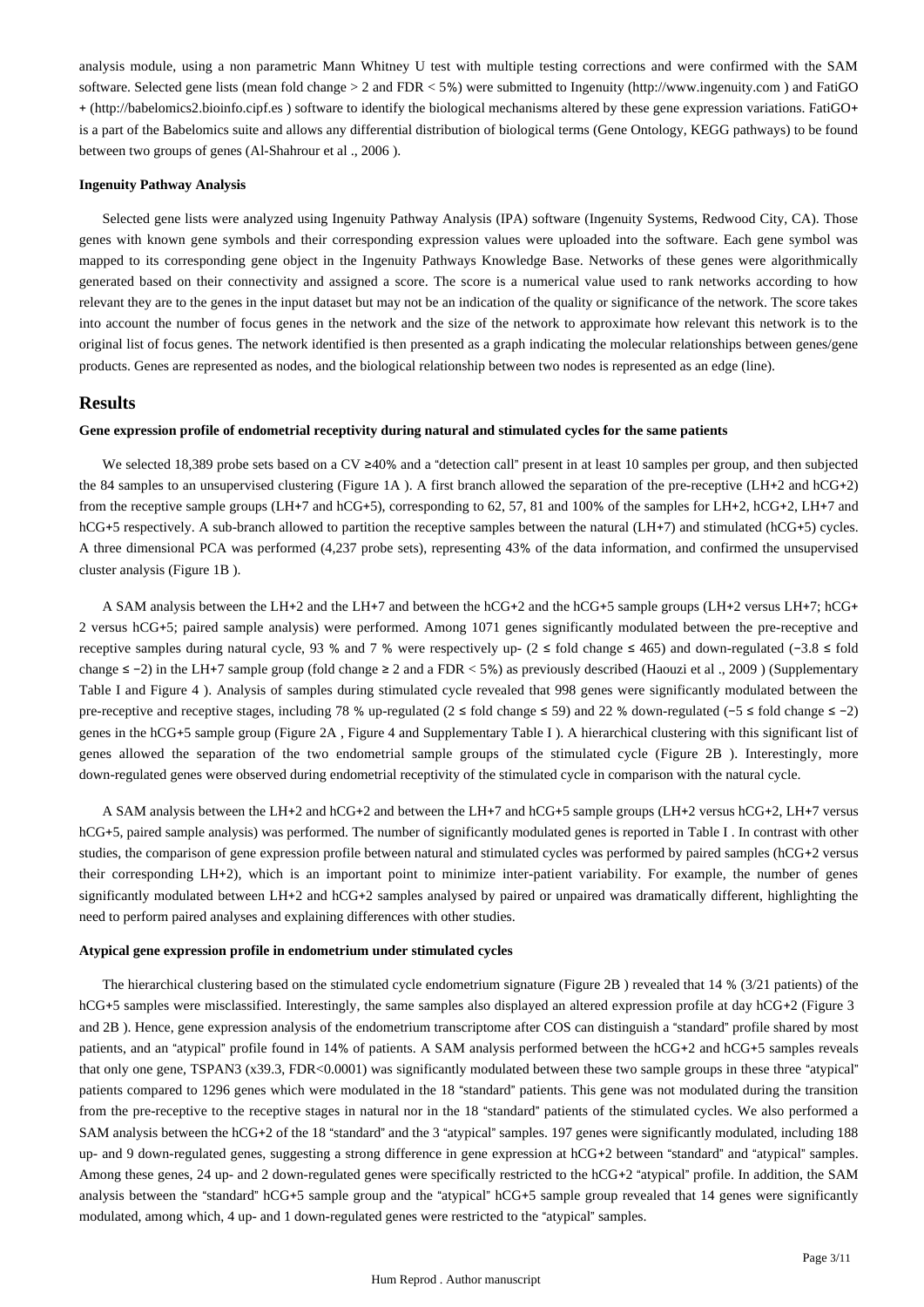analysis module, using a non parametric Mann Whitney U test with multiple testing corrections and were confirmed with the SAM software. Selected gene lists (mean fold change > 2 and FDR < 5%) were submitted to Ingenuity (http://www.ingenuity.com ) and FatiGO + (http://babelomics2.bioinfo.cipf.es ) software to identify the biological mechanisms altered by these gene expression variations. FatiGO+ is a part of the Babelomics suite and allows any differential distribution of biological terms (Gene Ontology, KEGG pathways) to be found between two groups of genes (Al-Shahrour et al ., 2006 ).

#### Ingenuity Pathway Analysis

Selected gene lists were analyzed using Ingenuity Pathway Analysis (IPA) software (Ingenuity Systems, Redwood City, CA). Those genes with known gene symbols and their corresponding expression values were uploaded into the software. Each gene symbol was mapped to its corresponding gene object in the Ingenuity Pathways Knowledge Base. Networks of these genes were algorithmically generated based on their connectivity and assigned a score. The score is a numerical value used to rank networks according to how relevant they are to the genes in the input dataset but may not be an indication of the quality or significance of the network. The score takes into account the number of focus genes in the network and the size of the network to approximate how relevant this network is to the original list of focus genes. The network identified is then presented as a graph indicating the molecular relationships between genes/gene products. Genes are represented as nodes, and the biological relationship between two nodes is represented as an edge (line).

## Results

#### Gene expression profile of endometrial receptivity during natural and stimulated cycles for the same patients

We selected 18,389 probe sets based on a CV ≥40% and a "detection call" present in at least 10 samples per group, and then subjected the 84 samples to an unsupervised clustering (Figure 1A ). A first branch allowed the separation of the pre-receptive (LH+2 and hCG+2) from the receptive sample groups (LH+7 and hCG+5), corresponding to 62, 57, 81 and 100% of the samples for LH+2, hCG+2, LH+7 and hCG+5 respectively. A sub-branch allowed to partition the receptive samples between the natural (LH+7) and stimulated (hCG+5) cycles. A three dimensional PCA was performed (4,237 probe sets), representing 43% of the data information, and confirmed the unsupervised cluster analysis (Figure 1B ).

A SAM analysis between the LH+2 and the LH+7 and between the hCG+2 and the hCG+5 sample groups (LH+2 versus LH+7; hCG+2 versus hCG+5; paired sample analysis) were performed. Among 1071 genes significantly modulated between the pre-receptive and receptive samples during natural cycle, 93 % and 7 % were respectively up- (2 ≤ fold change ≤ 465) and down-regulated (−3.8 ≤ fold change ≤ −2) in the LH+7 sample group (fold change ≥ 2 and a FDR < 5%) as previously described (Haouzi et al ., 2009 ) (Supplementary Table I and Figure 4 ). Analysis of samples during stimulated cycle revealed that 998 genes were significantly modulated between the pre-receptive and receptive stages, including 78 % up-regulated (2 ≤ fold change ≤ 59) and 22 % down-regulated (−5 ≤ fold change ≤ −2) genes in the hCG+5 sample group (Figure 2A , Figure 4 and Supplementary Table I ). A hierarchical clustering with this significant list of genes allowed the separation of the two endometrial sample groups of the stimulated cycle (Figure 2B ). Interestingly, more down-regulated genes were observed during endometrial receptivity of the stimulated cycle in comparison with the natural cycle.

A SAM analysis between the LH+2 and hCG+2 and between the LH+7 and hCG+5 sample groups (LH+2 versus hCG+2, LH+7 versus hCG+5, paired sample analysis) was performed. The number of significantly modulated genes is reported in Table I . In contrast with other studies, the comparison of gene expression profile between natural and stimulated cycles was performed by paired samples (hCG+2 versus their corresponding LH+2), which is an important point to minimize inter-patient variability. For example, the number of genes significantly modulated between LH+2 and hCG+2 samples analysed by paired or unpaired was dramatically different, highlighting the need to perform paired analyses and explaining differences with other studies.

#### Atypical gene expression profile in endometrium under stimulated cycles

The hierarchical clustering based on the stimulated cycle endometrium signature (Figure 2B ) revealed that 14 % (3/21 patients) of the hCG+5 samples were misclassified. Interestingly, the same samples also displayed an altered expression profile at day hCG+2 (Figure 3 and 2B ). Hence, gene expression analysis of the endometrium transcriptome after COS can distinguish a "standard" profile shared by most patients, and an "atypical" profile found in 14% of patients. A SAM analysis performed between the hCG+2 and hCG+5 samples reveals that only one gene, TSPAN3 (x39.3, FDR<0.0001) was significantly modulated between these two sample groups in these three "atypical" patients compared to 1296 genes which were modulated in the 18 "standard" patients. This gene was not modulated during the transition from the pre-receptive to the receptive stages in natural nor in the 18 "standard" patients of the stimulated cycles. We also performed a SAM analysis between the hCG+2 of the 18 "standard" and the 3 "atypical" samples. 197 genes were significantly modulated, including 188 up- and 9 down-regulated genes, suggesting a strong difference in gene expression at hCG+2 between "standard" and "atypical" samples. Among these genes, 24 up- and 2 down-regulated genes were specifically restricted to the hCG+2 "atypical" profile. In addition, the SAM analysis between the "standard" hCG+5 sample group and the "atypical" hCG+5 sample group revealed that 14 genes were significantly modulated, among which, 4 up- and 1 down-regulated genes were restricted to the "atypical" samples.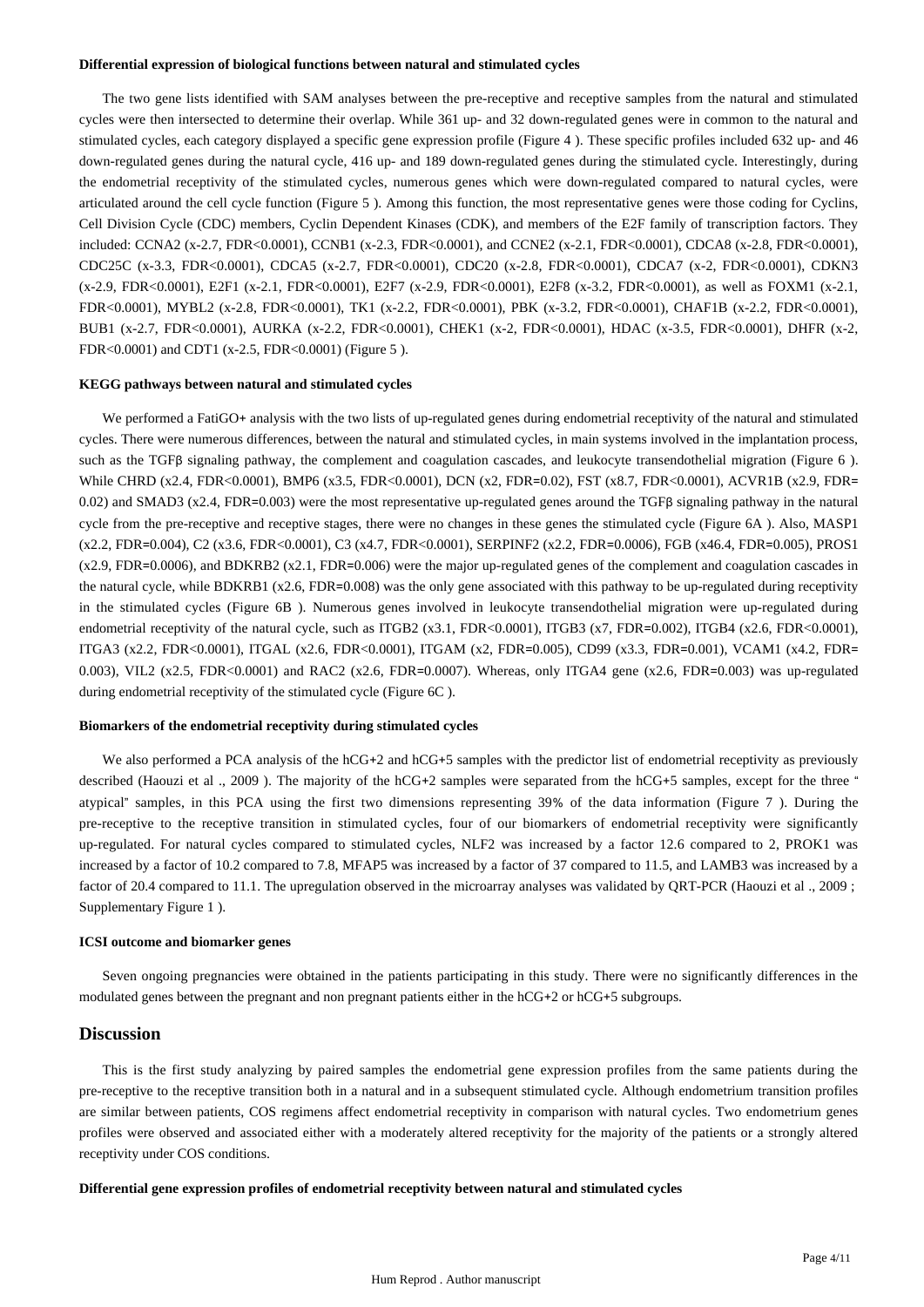#### Differential expression of biological functions between natural and stimulated cycles

The two gene lists identified with SAM analyses between the pre-receptive and receptive samples from the natural and stimulated cycles were then intersected to determine their overlap. While 361 up- and 32 down-regulated genes were in common to the natural and stimulated cycles, each category displayed a specific gene expression profile (Figure 4 ). These specific profiles included 632 up- and 46 down-regulated genes during the natural cycle, 416 up- and 189 down-regulated genes during the stimulated cycle. Interestingly, during the endometrial receptivity of the stimulated cycles, numerous genes which were down-regulated compared to natural cycles, were articulated around the cell cycle function (Figure 5 ). Among this function, the most representative genes were those coding for Cyclins, Cell Division Cycle (CDC) members, Cyclin Dependent Kinases (CDK), and members of the E2F family of transcription factors. They included: CCNA2 (x-2.7, FDR<0.0001), CCNB1 (x-2.3, FDR<0.0001), and CCNE2 (x-2.1, FDR<0.0001), CDCA8 (x-2.8, FDR<0.0001), CDC25C (x-3.3, FDR<0.0001), CDCA5 (x-2.7, FDR<0.0001), CDC20 (x-2.8, FDR<0.0001), CDCA7 (x-2, FDR<0.0001), CDKN3 (x-2.9, FDR<0.0001), E2F1 (x-2.1, FDR<0.0001), E2F7 (x-2.9, FDR<0.0001), E2F8 (x-3.2, FDR<0.0001), as well as FOXM1 (x-2.1, FDR<0.0001), MYBL2 (x-2.8, FDR<0.0001), TK1 (x-2.2, FDR<0.0001), PBK (x-3.2, FDR<0.0001), CHAF1B (x-2.2, FDR<0.0001), BUB1 (x-2.7, FDR<0.0001), AURKA (x-2.2, FDR<0.0001), CHEK1 (x-2, FDR<0.0001), HDAC (x-3.5, FDR<0.0001), DHFR (x-2, FDR<0.0001) and CDT1 (x-2.5, FDR<0.0001) (Figure 5 ).

#### KEGG pathways between natural and stimulated cycles

We performed a FatiGO+ analysis with the two lists of up-regulated genes during endometrial receptivity of the natural and stimulated cycles. There were numerous differences, between the natural and stimulated cycles, in main systems involved in the implantation process, such as the TGFβ signaling pathway, the complement and coagulation cascades, and leukocyte transendothelial migration (Figure 6 ). While CHRD (x2.4, FDR<0.0001), BMP6 (x3.5, FDR<0.0001), DCN (x2, FDR=0.02), FST (x8.7, FDR<0.0001), ACVR1B (x2.9, FDR= 0.02) and SMAD3 (x2.4, FDR=0.003) were the most representative up-regulated genes around the TGFβ signaling pathway in the natural cycle from the pre-receptive and receptive stages, there were no changes in these genes the stimulated cycle (Figure 6A ). Also, MASP1 (x2.2, FDR=0.004), C2 (x3.6, FDR<0.0001), C3 (x4.7, FDR<0.0001), SERPINF2 (x2.2, FDR=0.0006), FGB (x46.4, FDR=0.005), PROS1 (x2.9, FDR=0.0006), and BDKRB2 (x2.1, FDR=0.006) were the major up-regulated genes of the complement and coagulation cascades in the natural cycle, while BDKRB1 (x2.6, FDR=0.008) was the only gene associated with this pathway to be up-regulated during receptivity in the stimulated cycles (Figure 6B ). Numerous genes involved in leukocyte transendothelial migration were up-regulated during endometrial receptivity of the natural cycle, such as ITGB2 (x3.1, FDR<0.0001), ITGB3 (x7, FDR=0.002), ITGB4 (x2.6, FDR<0.0001), ITGA3 (x2.2, FDR<0.0001), ITGAL (x2.6, FDR<0.0001), ITGAM (x2, FDR=0.005), CD99 (x3.3, FDR=0.001), VCAM1 (x4.2, FDR= 0.003), VIL2 (x2.5, FDR<0.0001) and RAC2 (x2.6, FDR=0.0007). Whereas, only ITGA4 gene (x2.6, FDR=0.003) was up-regulated during endometrial receptivity of the stimulated cycle (Figure 6C ).

#### Biomarkers of the endometrial receptivity during stimulated cycles

We also performed a PCA analysis of the hCG+2 and hCG+5 samples with the predictor list of endometrial receptivity as previously described (Haouzi et al ., 2009 ). The majority of the hCG+2 samples were separated from the hCG+5 samples, except for the three " atypical" samples, in this PCA using the first two dimensions representing 39% of the data information (Figure 7 ). During the pre-receptive to the receptive transition in stimulated cycles, four of our biomarkers of endometrial receptivity were significantly up-regulated. For natural cycles compared to stimulated cycles, NLF2 was increased by a factor 12.6 compared to 2, PROK1 was increased by a factor of 10.2 compared to 7.8, MFAP5 was increased by a factor of 37 compared to 11.5, and LAMB3 was increased by a factor of 20.4 compared to 11.1. The upregulation observed in the microarray analyses was validated by QRT-PCR (Haouzi et al ., 2009 ; Supplementary Figure 1 ).

#### ICSI outcome and biomarker genes

Seven ongoing pregnancies were obtained in the patients participating in this study. There were no significantly differences in the modulated genes between the pregnant and non pregnant patients either in the hCG+2 or hCG+5 subgroups.

## Discussion

This is the first study analyzing by paired samples the endometrial gene expression profiles from the same patients during the pre-receptive to the receptive transition both in a natural and in a subsequent stimulated cycle. Although endometrium transition profiles are similar between patients, COS regimens affect endometrial receptivity in comparison with natural cycles. Two endometrium genes profiles were observed and associated either with a moderately altered receptivity for the majority of the patients or a strongly altered receptivity under COS conditions.

#### Differential gene expression profiles of endometrial receptivity between natural and stimulated cycles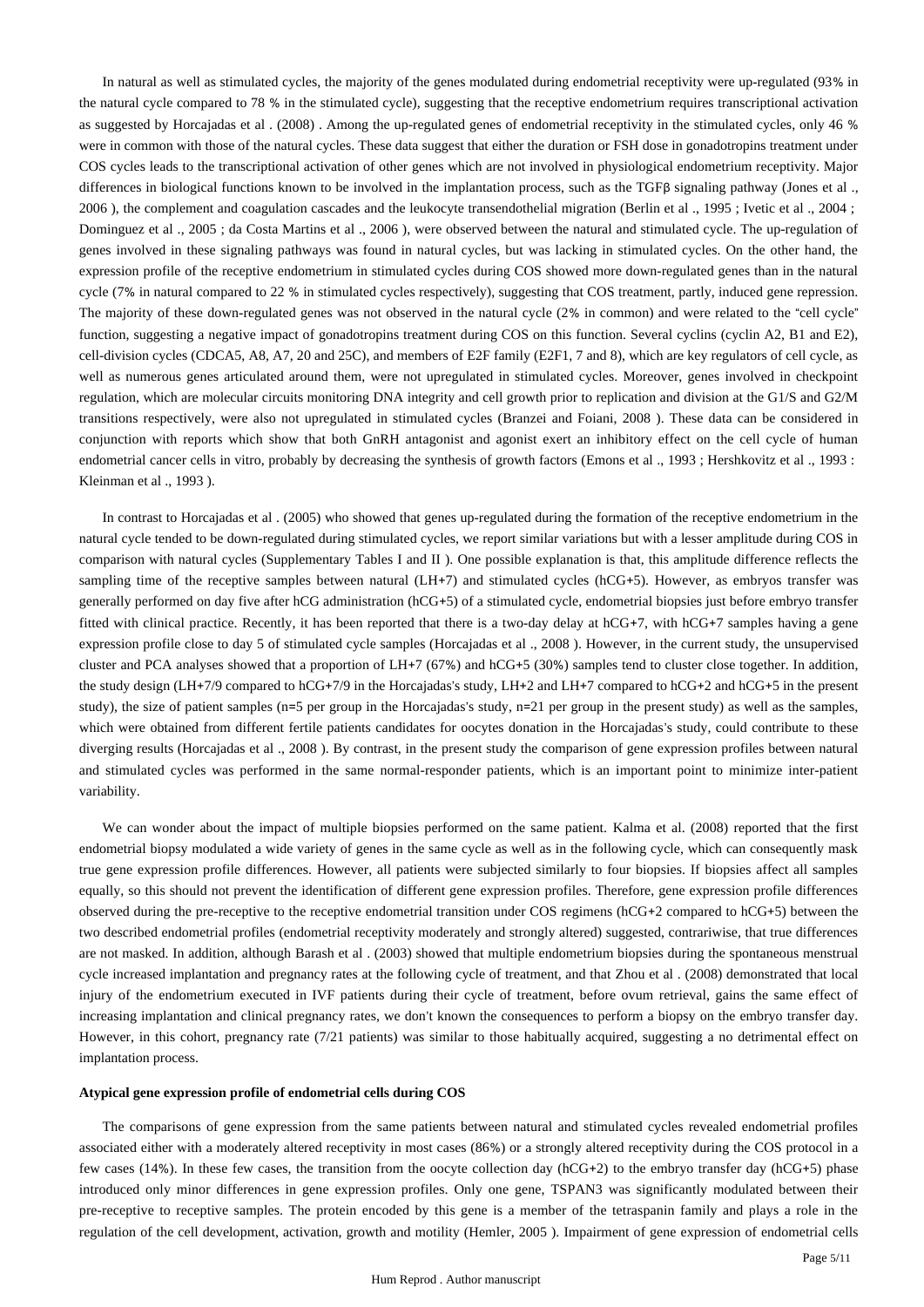In natural as well as stimulated cycles, the majority of the genes modulated during endometrial receptivity were up-regulated (93% in the natural cycle compared to 78 % in the stimulated cycle), suggesting that the receptive endometrium requires transcriptional activation as suggested by Horcajadas et al . (2008) . Among the up-regulated genes of endometrial receptivity in the stimulated cycles, only 46 % were in common with those of the natural cycles. These data suggest that either the duration or FSH dose in gonadotropins treatment under COS cycles leads to the transcriptional activation of other genes which are not involved in physiological endometrium receptivity. Major differences in biological functions known to be involved in the implantation process, such as the TGFβ signaling pathway (Jones et al ., 2006 ), the complement and coagulation cascades and the leukocyte transendothelial migration (Berlin et al ., 1995 ; Ivetic et al ., 2004 ; Dominguez et al ., 2005 ; da Costa Martins et al ., 2006 ), were observed between the natural and stimulated cycle. The up-regulation of genes involved in these signaling pathways was found in natural cycles, but was lacking in stimulated cycles. On the other hand, the expression profile of the receptive endometrium in stimulated cycles during COS showed more down-regulated genes than in the natural cycle (7% in natural compared to 22 % in stimulated cycles respectively), suggesting that COS treatment, partly, induced gene repression. The majority of these down-regulated genes was not observed in the natural cycle (2% in common) and were related to the "cell cycle" function, suggesting a negative impact of gonadotropins treatment during COS on this function. Several cyclins (cyclin A2, B1 and E2), cell-division cycles (CDCA5, A8, A7, 20 and 25C), and members of E2F family (E2F1, 7 and 8), which are key regulators of cell cycle, as well as numerous genes articulated around them, were not upregulated in stimulated cycles. Moreover, genes involved in checkpoint regulation, which are molecular circuits monitoring DNA integrity and cell growth prior to replication and division at the G1/S and G2/M transitions respectively, were also not upregulated in stimulated cycles (Branzei and Foiani, 2008 ). These data can be considered in conjunction with reports which show that both GnRH antagonist and agonist exert an inhibitory effect on the cell cycle of human endometrial cancer cells in vitro, probably by decreasing the synthesis of growth factors (Emons et al ., 1993 ; Hershkovitz et al ., 1993 : Kleinman et al ., 1993 ).

In contrast to Horcajadas et al . (2005) who showed that genes up-regulated during the formation of the receptive endometrium in the natural cycle tended to be down-regulated during stimulated cycles, we report similar variations but with a lesser amplitude during COS in comparison with natural cycles (Supplementary Tables I and II ). One possible explanation is that, this amplitude difference reflects the sampling time of the receptive samples between natural (LH+7) and stimulated cycles (hCG+5). However, as embryos transfer was generally performed on day five after hCG administration (hCG+5) of a stimulated cycle, endometrial biopsies just before embryo transfer fitted with clinical practice. Recently, it has been reported that there is a two-day delay at hCG+7, with hCG+7 samples having a gene expression profile close to day 5 of stimulated cycle samples (Horcajadas et al ., 2008 ). However, in the current study, the unsupervised cluster and PCA analyses showed that a proportion of LH+7 (67%) and hCG+5 (30%) samples tend to cluster close together. In addition, the study design (LH+7/9 compared to hCG+7/9 in the Horcajadas's study, LH+2 and LH+7 compared to hCG+2 and hCG+5 in the present study), the size of patient samples (n=5 per group in the Horcajadas's study, n=21 per group in the present study) as well as the samples, which were obtained from different fertile patients candidates for oocytes donation in the Horcajadas's study, could contribute to these diverging results (Horcajadas et al ., 2008 ). By contrast, in the present study the comparison of gene expression profiles between natural and stimulated cycles was performed in the same normal-responder patients, which is an important point to minimize inter-patient variability.

We can wonder about the impact of multiple biopsies performed on the same patient. Kalma et al. (2008) reported that the first endometrial biopsy modulated a wide variety of genes in the same cycle as well as in the following cycle, which can consequently mask true gene expression profile differences. However, all patients were subjected similarly to four biopsies. If biopsies affect all samples equally, so this should not prevent the identification of different gene expression profiles. Therefore, gene expression profile differences observed during the pre-receptive to the receptive endometrial transition under COS regimens (hCG+2 compared to hCG+5) between the two described endometrial profiles (endometrial receptivity moderately and strongly altered) suggested, contrariwise, that true differences are not masked. In addition, although Barash et al . (2003) showed that multiple endometrium biopsies during the spontaneous menstrual cycle increased implantation and pregnancy rates at the following cycle of treatment, and that Zhou et al . (2008) demonstrated that local injury of the endometrium executed in IVF patients during their cycle of treatment, before ovum retrieval, gains the same effect of increasing implantation and clinical pregnancy rates, we don't known the consequences to perform a biopsy on the embryo transfer day. However, in this cohort, pregnancy rate (7/21 patients) was similar to those habitually acquired, suggesting a no detrimental effect on implantation process.

### Atypical gene expression profile of endometrial cells during COS

The comparisons of gene expression from the same patients between natural and stimulated cycles revealed endometrial profiles associated either with a moderately altered receptivity in most cases (86%) or a strongly altered receptivity during the COS protocol in a few cases (14%). In these few cases, the transition from the oocyte collection day (hCG+2) to the embryo transfer day (hCG+5) phase introduced only minor differences in gene expression profiles. Only one gene, TSPAN3 was significantly modulated between their pre-receptive to receptive samples. The protein encoded by this gene is a member of the tetraspanin family and plays a role in the regulation of the cell development, activation, growth and motility (Hemler, 2005 ). Impairment of gene expression of endometrial cells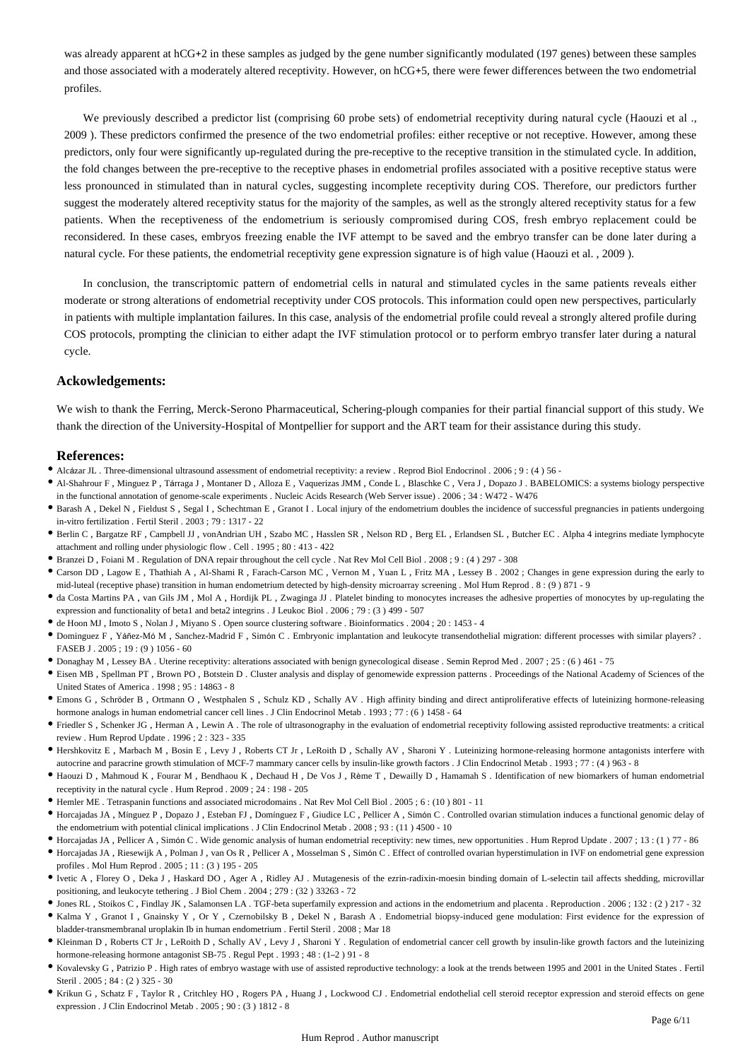was already apparent at hCG+2 in these samples as judged by the gene number significantly modulated (197 genes) between these samples and those associated with a moderately altered receptivity. However, on hCG+5, there were fewer differences between the two endometrial profiles.

We previously described a predictor list (comprising 60 probe sets) of endometrial receptivity during natural cycle (Haouzi et al ., 2009 ). These predictors confirmed the presence of the two endometrial profiles: either receptive or not receptive. However, among these predictors, only four were significantly up-regulated during the pre-receptive to the receptive transition in the stimulated cycle. In addition, the fold changes between the pre-receptive to the receptive phases in endometrial profiles associated with a positive receptive status were less pronounced in stimulated than in natural cycles, suggesting incomplete receptivity during COS. Therefore, our predictors further suggest the moderately altered receptivity status for the majority of the samples, as well as the strongly altered receptivity status for a few patients. When the receptiveness of the endometrium is seriously compromised during COS, fresh embryo replacement could be reconsidered. In these cases, embryos freezing enable the IVF attempt to be saved and the embryo transfer can be done later during a natural cycle. For these patients, the endometrial receptivity gene expression signature is of high value (Haouzi et al. , 2009 ).

In conclusion, the transcriptomic pattern of endometrial cells in natural and stimulated cycles in the same patients reveals either moderate or strong alterations of endometrial receptivity under COS protocols. This information could open new perspectives, particularly in patients with multiple implantation failures. In this case, analysis of the endometrial profile could reveal a strongly altered profile during COS protocols, prompting the clinician to either adapt the IVF stimulation protocol or to perform embryo transfer later during a natural cycle.

## Ackowledgements:

We wish to thank the Ferring, Merck-Serono Pharmaceutical, Schering-plough companies for their partial financial support of this study. We thank the direction of the University-Hospital of Montpellier for support and the ART team for their assistance during this study.

## References:

- Alcázar JL . Three-dimensional ultrasound assessment of endometrial receptivity: a review . Reprod Biol Endocrinol . 2006 ; 9 : (4 ) 56 -
- Al-Shahrour F , Minguez P , Tárraga J , Montaner D , Alloza E , Vaquerizas JMM , Conde L , Blaschke C , Vera J , Dopazo J . BABELOMICS: a systems biology perspective in the functional annotation of genome-scale experiments . Nucleic Acids Research (Web Server issue) . 2006 ; 34 : W472 - W476
- Barash A , Dekel N , Fieldust S , Segal I , Schechtman E , Granot I . Local injury of the endometrium doubles the incidence of successful pregnancies in patients undergoing in-vitro fertilization . Fertil Steril . 2003 ; 79 : 1317 - 22
- Berlin C , Bargatze RF , Campbell JJ , vonAndrian UH , Szabo MC , Hasslen SR , Nelson RD , Berg EL , Erlandsen SL , Butcher EC . Alpha 4 integrins mediate lymphocyte attachment and rolling under physiologic flow . Cell . 1995 ; 80 : 413 - 422
- Branzei D , Foiani M . Regulation of DNA repair throughout the cell cycle . Nat Rev Mol Cell Biol . 2008 ; 9 : (4 ) 297 - 308
- Carson DD , Lagow E , Thathiah A , Al-Shami R , Farach-Carson MC , Vernon M , Yuan L , Fritz MA , Lessey B . 2002 ; Changes in gene expression during the early to mid-luteal (receptive phase) transition in human endometrium detected by high-density microarray screening . Mol Hum Reprod . 8 : (9 ) 871 - 9
- da Costa Martins PA , van Gils JM , Mol A , Hordijk PL , Zwaginga JJ . Platelet binding to monocytes increases the adhesive properties of monocytes by up-regulating the expression and functionality of beta1 and beta2 integrins . J Leukoc Biol . 2006 ; 79 : (3 ) 499 - 507
- de Hoon MJ , Imoto S , Nolan J , Miyano S . Open source clustering software . Bioinformatics . 2004 ; 20 : 1453 - 4
- Dominguez F , Yáñez-Mó M , Sanchez-Madrid F , Simón C . Embryonic implantation and leukocyte transendothelial migration: different processes with similar players? . FASEB J . 2005 ; 19 : (9 ) 1056 - 60
- Donaghay M , Lessey BA . Uterine receptivity: alterations associated with benign gynecological disease . Semin Reprod Med . 2007 ; 25 : (6 ) 461 - 75
- Eisen MB , Spellman PT , Brown PO , Botstein D . Cluster analysis and display of genomewide expression patterns . Proceedings of the National Academy of Sciences of the United States of America . 1998 ; 95 : 14863 - 8
- Emons G , Schröder B , Ortmann O , Westphalen S , Schulz KD , Schally AV . High affinity binding and direct antiproliferative effects of luteinizing hormone-releasing hormone analogs in human endometrial cancer cell lines . J Clin Endocrinol Metab . 1993 ; 77 : (6 ) 1458 - 64
- Friedler S , Schenker JG , Herman A , Lewin A . The role of ultrasonography in the evaluation of endometrial receptivity following assisted reproductive treatments: a critical review . Hum Reprod Update . 1996 ; 2 : 323 - 335
- Hershkovitz E , Marbach M , Bosin E , Levy J , Roberts CT Jr , LeRoith D , Schally AV , Sharoni Y . Luteinizing hormone-releasing hormone antagonists interfere with autocrine and paracrine growth stimulation of MCF-7 mammary cancer cells by insulin-like growth factors . J Clin Endocrinol Metab . 1993 ; 77 : (4 ) 963 - 8
- Haouzi D , Mahmoud K , Fourar M , Bendhaou K , Dechaud H , De Vos J , Rème T , Dewailly D , Hamamah S . Identification of new biomarkers of human endometrial receptivity in the natural cycle . Hum Reprod . 2009 ; 24 : 198 - 205
- Hemler ME . Tetraspanin functions and associated microdomains . Nat Rev Mol Cell Biol . 2005 ; 6 : (10 ) 801 - 11
- Horcajadas JA , Minguez P , Dopazo J , Esteban FJ , Domínguez F , Giudice LC , Pellicer A , Simón C . Controlled ovarian stimulation induces a functional genomic delay of the endometrium with potential clinical implications . J Clin Endocrinol Metab . 2008 ; 93 : (11 ) 4500 - 10
- Horcajadas JA , Pellicer A , Simón C . Wide genomic analysis of human endometrial receptivity: new times, new opportunities . Hum Reprod Update . 2007 ; 13 : (1 ) 77 - 86
- Horcajadas JA , Riesewijk A , Polman J , van Os R , Pellicer A , Mosselman S , Simón C . Effect of controlled ovarian hyperstimulation in IVF on endometrial gene expression profiles . Mol Hum Reprod . 2005 ; 11 : (3 ) 195 - 205
- Ivetic A , Florey O , Deka J , Haskard DO , Ager A , Ridley AJ . Mutagenesis of the ezrin-radixin-moesin binding domain of L-selectin tail affects shedding, microvillar positioning, and leukocyte tethering . J Biol Chem . 2004 ; 279 : (32 ) 33263 - 72
- Jones RL , Stoikos C , Findlay JK , Salamonsen LA . TGF-beta superfamily expression and actions in the endometrium and placenta . Reproduction . 2006 ; 132 : (2 ) 217 - 32
- Kalma Y , Granot I , Gnainsky Y , Or Y , Czernobilsky B , Dekel N , Barash A . Endometrial biopsy-induced gene modulation: First evidence for the expression of bladder-transmembranal uroplakin Ib in human endometrium . Fertil Steril . 2008 ; Mar 18
- Kleinman D , Roberts CT Jr , LeRoith D , Schally AV , Levy J , Sharoni Y . Regulation of endometrial cancer cell growth by insulin-like growth factors and the luteinizing hormone-releasing hormone antagonist SB-75 . Regul Pept . 1993 ; 48 : (1–2 ) 91 - 8
- Kovalevsky G , Patrizio P . High rates of embryo wastage with use of assisted reproductive technology: a look at the trends between 1995 and 2001 in the United States . Fertil Steril . 2005 ; 84 : (2 ) 325 - 30
- Krikun G , Schatz F , Taylor R , Critchley HO , Rogers PA , Huang J , Lockwood CJ . Endometrial endothelial cell steroid receptor expression and steroid effects on gene expression . J Clin Endocrinol Metab . 2005 ; 90 : (3 ) 1812 - 8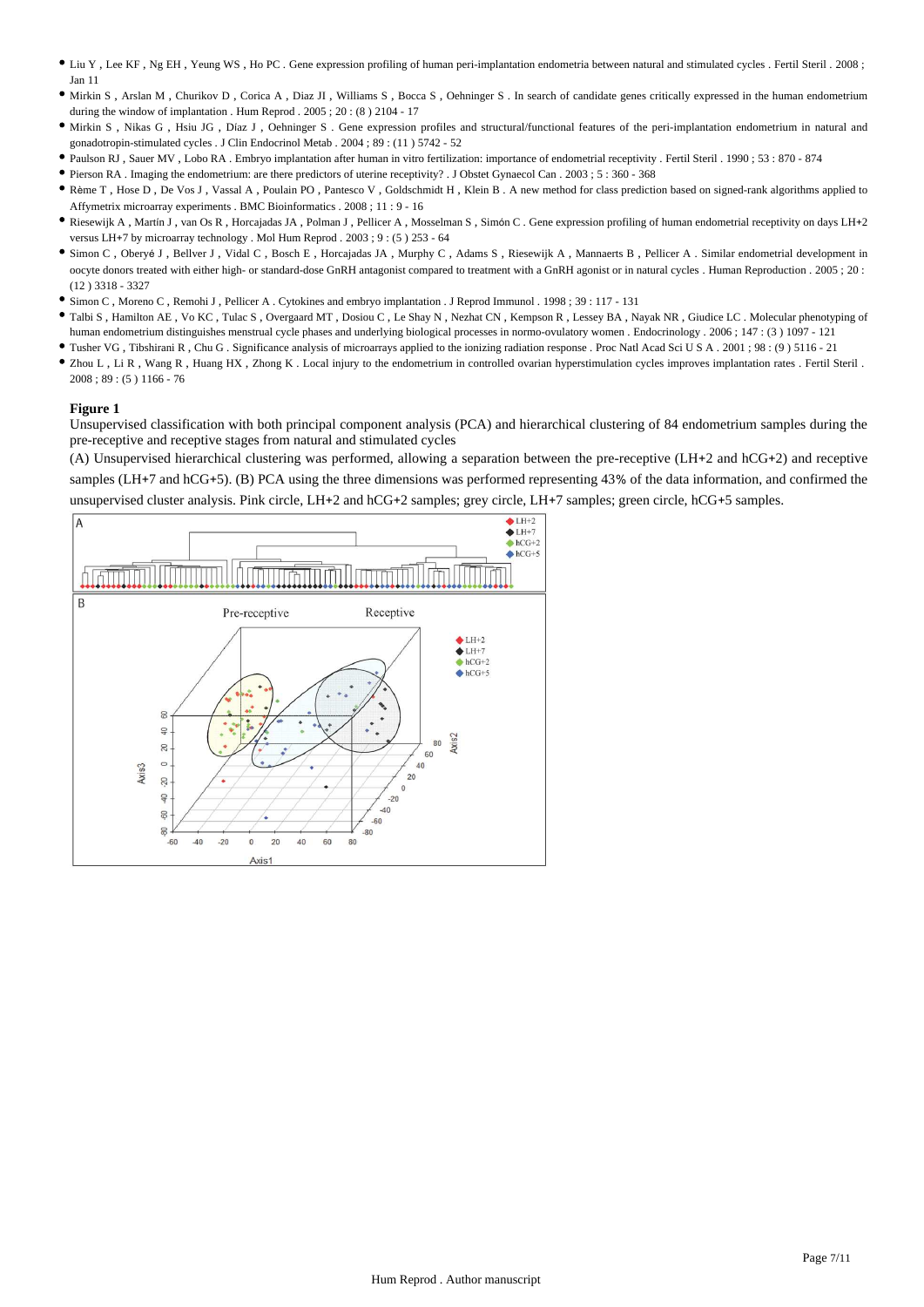- Liu Y , Lee KF , Ng EH , Yeung WS , Ho PC . Gene expression profiling of human peri-implantation endometria between natural and stimulated cycles . Fertil Steril . 2008 ; Jan 11
- Mirkin S , Arslan M , Churikov D , Corica A , Diaz JI , Williams S , Bocca S , Oehninger S . In search of candidate genes critically expressed in the human endometrium during the window of implantation . Hum Reprod . 2005 ; 20 : (8 ) 2104 - 17
- Mirkin S , Nikas G , Hsiu JG , Díaz J , Oehninger S . Gene expression profiles and structural/functional features of the peri-implantation endometrium in natural and gonadotropin-stimulated cycles . J Clin Endocrinol Metab . 2004 ; 89 : (11 ) 5742 - 52
- Paulson RJ , Sauer MV , Lobo RA . Embryo implantation after human in vitro fertilization: importance of endometrial receptivity . Fertil Steril . 1990 ; 53 : 870 - 874
- Pierson RA . Imaging the endometrium: are there predictors of uterine receptivity? . J Obstet Gynaecol Can . 2003 ; 5 : 360 - 368
- Rème T , Hose D , De Vos J , Vassal A , Poulain PO , Pantesco V , Goldschmidt H , Klein B . A new method for class prediction based on signed-rank algorithms applied to Affymetrix microarray experiments . BMC Bioinformatics . 2008 ; 11 : 9 - 16
- Riesewijk A , Martín J , van Os R , Horcajadas JA , Polman J , Pellicer A , Mosselman S , Simón C . Gene expression profiling of human endometrial receptivity on days LH+2 versus LH+7 by microarray technology . Mol Hum Reprod . 2003 ; 9 : (5 ) 253 - 64
- Simon C , Oberyé J , Bellver J , Vidal C , Bosch E , Horcajadas JA , Murphy C , Adams S , Riesewijk A , Mannaerts B , Pellicer A . Similar endometrial development in oocyte donors treated with either high- or standard-dose GnRH antagonist compared to treatment with a GnRH agonist or in natural cycles . Human Reproduction . 2005 ; 20 : (12 ) 3318 - 3327
- Simon C , Moreno C , Remohi J , Pellicer A . Cytokines and embryo implantation . J Reprod Immunol . 1998 ; 39 : 117 - 131
- Talbi S , Hamilton AE , Vo KC , Tulac S , Overgaard MT , Dosiou C , Le Shay N , Nezhat CN , Kempson R , Lessey BA , Nayak NR , Giudice LC . Molecular phenotyping of human endometrium distinguishes menstrual cycle phases and underlying biological processes in normo-ovulatory women . Endocrinology . 2006 ; 147 : (3 ) 1097 - 121
- Tusher VG , Tibshirani R , Chu G . Significance analysis of microarrays applied to the ionizing radiation response . Proc Natl Acad Sci U S A . 2001 ; 98 : (9 ) 5116 - 21
- Zhou L , Li R , Wang R , Huang HX , Zhong K . Local injury to the endometrium in controlled ovarian hyperstimulation cycles improves implantation rates . Fertil Steril . 2008 ; 89 : (5 ) 1166 - 76

**Figure 1**

Unsupervised classification with both principal component analysis (PCA) and hierarchical clustering of 84 endometrium samples during the pre-receptive and receptive stages from natural and stimulated cycles

(A) Unsupervised hierarchical clustering was performed, allowing a separation between the pre-receptive (LH+2 and hCG+2) and receptive samples (LH+7 and hCG+5). (B) PCA using the three dimensions was performed representing 43% of the data information, and confirmed the unsupervised cluster analysis. Pink circle, LH+2 and hCG+2 samples; grey circle, LH+7 samples; green circle, hCG+5 samples.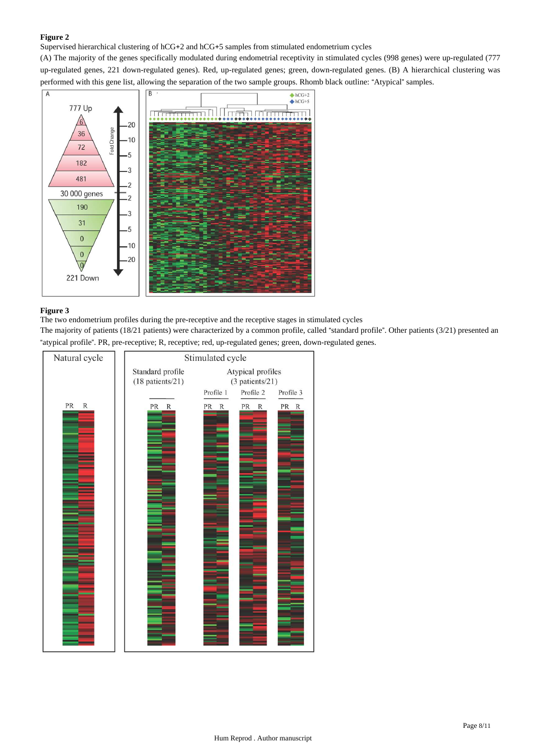**Figure 2**

Supervised hierarchical clustering of hCG+2 and hCG+5 samples from stimulated endometrium cycles

(A) The majority of the genes specifically modulated during endometrial receptivity in stimulated cycles (998 genes) were up-regulated (777 up-regulated genes, 221 down-regulated genes). Red, up-regulated genes; green, down-regulated genes. (B) A hierarchical clustering was performed with this gene list, allowing the separation of the two sample groups. Rhomb black outline: "Atypical" samples.

**Figure 3**

The two endometrium profiles during the pre-receptive and the receptive stages in stimulated cycles

The majority of patients (18/21 patients) were characterized by a common profile, called "standard profile". Other patients (3/21) presented an "atypical profile". PR, pre-receptive; R, receptive; red, up-regulated genes; green, down-regulated genes.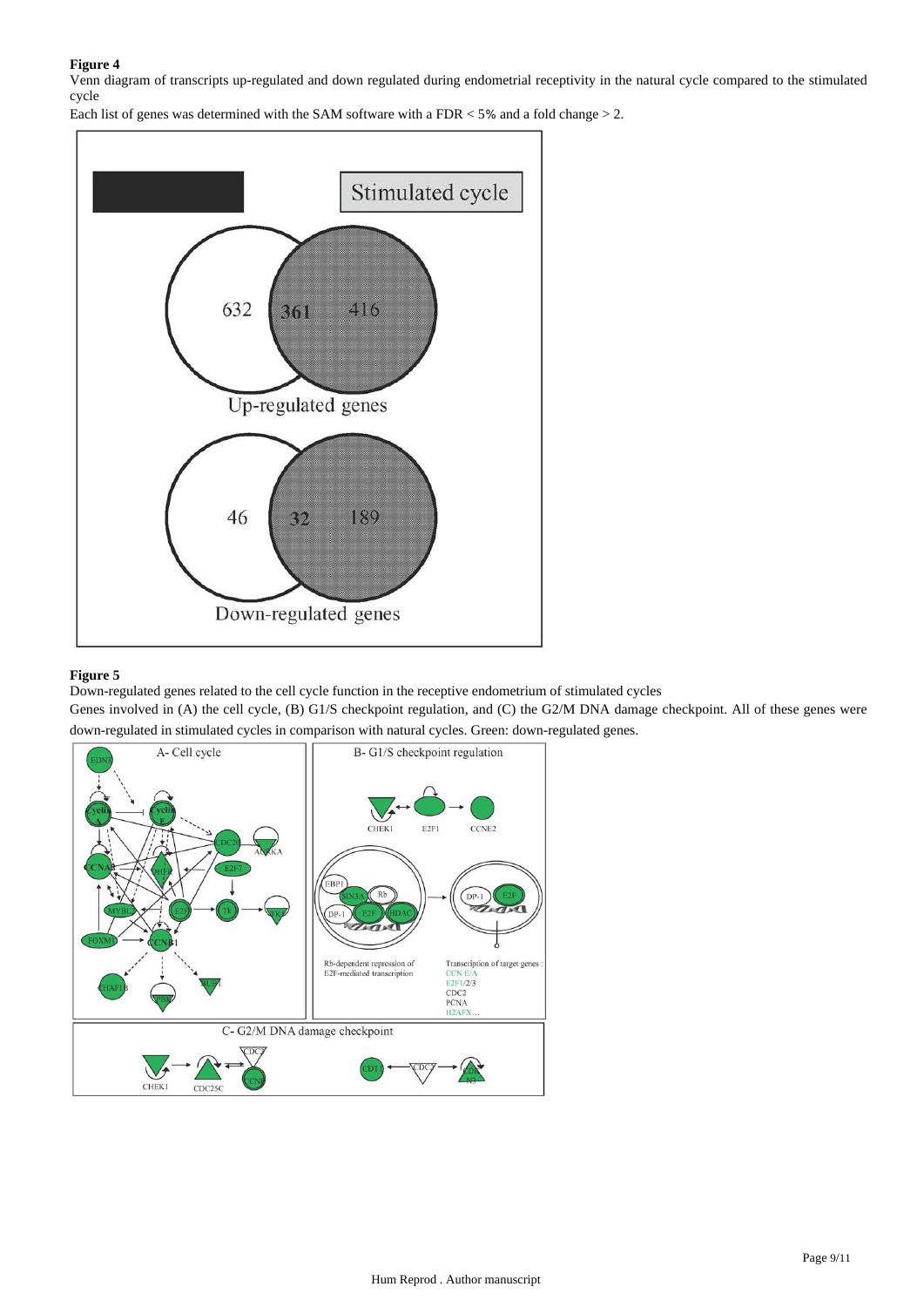**Figure 4**

Venn diagram of transcripts up-regulated and down regulated during endometrial receptivity in the natural cycle compared to the stimulated cycle

Each list of genes was determined with the SAM software with a FDR < 5% and a fold change > 2.

**Figure 5**

Down-regulated genes related to the cell cycle function in the receptive endometrium of stimulated cycles

Genes involved in (A) the cell cycle, (B) G1/S checkpoint regulation, and (C) the G2/M DNA damage checkpoint. All of these genes were down-regulated in stimulated cycles in comparison with natural cycles. Green: down-regulated genes.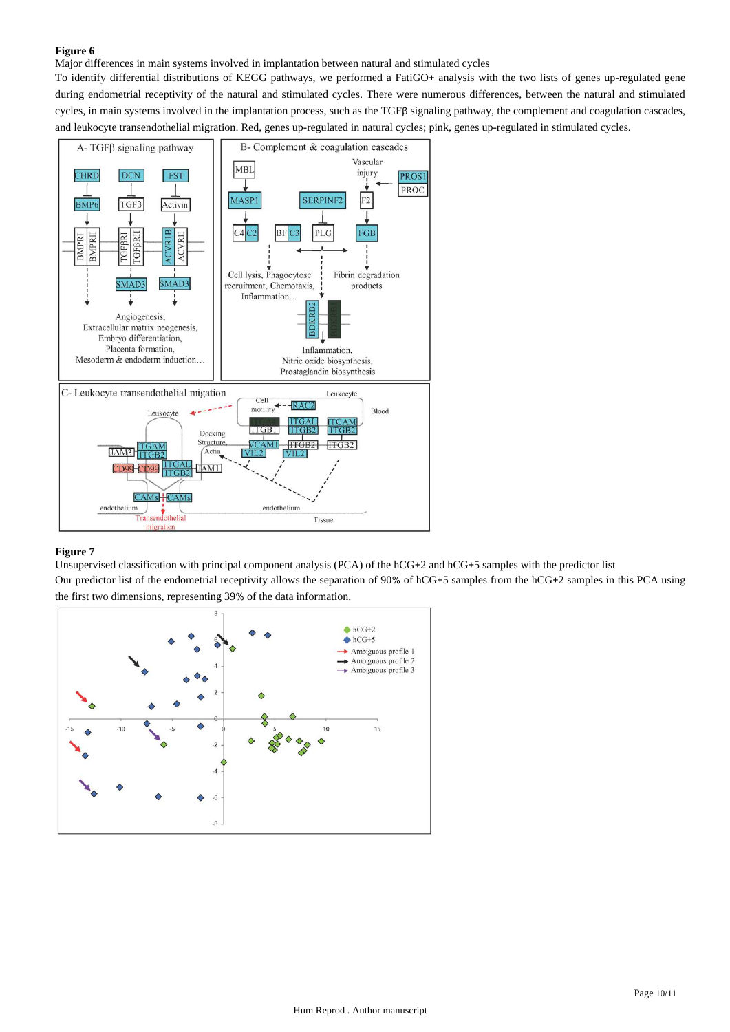## Figure 6

Major differences in main systems involved in implantation between natural and stimulated cycles

To identify differential distributions of KEGG pathways, we performed a FatiGO+ analysis with the two lists of genes up-regulated gene during endometrial receptivity of the natural and stimulated cycles. There were numerous differences, between the natural and stimulated cycles, in main systems involved in the implantation process, such as the TGFβ signaling pathway, the complement and coagulation cascades, and leukocyte transendothelial migration. Red, genes up-regulated in natural cycles; pink, genes up-regulated in stimulated cycles.

## Figure 7

Unsupervised classification with principal component analysis (PCA) of the hCG+2 and hCG+5 samples with the predictor list

Our predictor list of the endometrial receptivity allows the separation of 90% of hCG+5 samples from the hCG+2 samples in this PCA using the first two dimensions, representing 39% of the data information.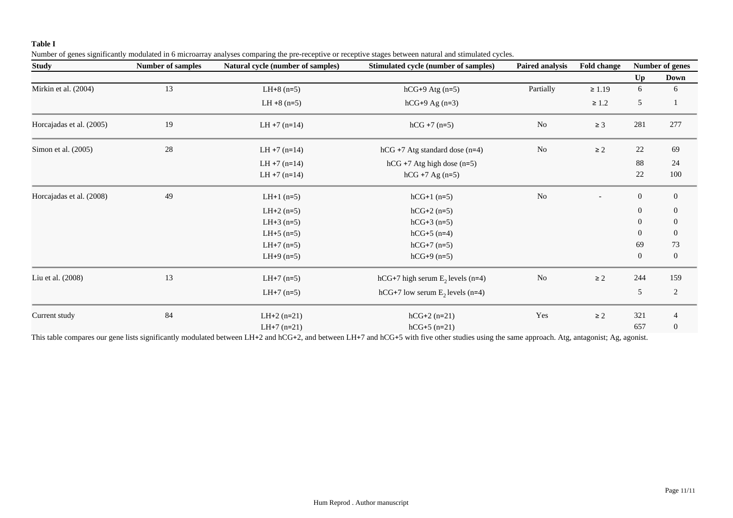**Table I**

Number of genes significantly modulated in 6 microarray analyses comparing the pre-receptive or receptive stages between natural and stimulated cycles.

| Study | Number of samples | Natural cycle (number of samples) | Stimulated cycle (number of samples) | Paired analysis | Fold change | Number of genes | |
|---|---|---|---|---|---|---|---|
| | | | | | | Up | Down |
| Mirkin et al. (2004) | 13 | LH+8 (n=5) | hCG+9 Atg (n=5) | Partially | ≥ 1.19 | 6 | 6 |
| | | LH +8 (n=5) | hCG+9 Ag (n=3) | | ≥ 1.2 | 5 | 1 |
| Horcajadas et al. (2005) | 19 | LH +7 (n=14) | hCG +7 (n=5) | No | ≥ 3 | 281 | 277 |
| Simon et al. (2005) | 28 | LH +7 (n=14) | hCG +7 Atg standard dose (n=4) | No | ≥ 2 | 22 | 69 |
| | | LH +7 (n=14) | hCG +7 Atg high dose (n=5) | | | 88 | 24 |
| | | LH +7 (n=14) | hCG +7 Ag (n=5) | | | 22 | 100 |
| Horcajadas et al. (2008) | 49 | LH+1 (n=5) | hCG+1 (n=5) | No | - | 0 | 0 |
| | | LH+2 (n=5) | hCG+2 (n=5) | | | 0 | 0 |
| | | LH+3 (n=5) | hCG+3 (n=5) | | | 0 | 0 |
| | | LH+5 (n=5) | hCG+5 (n=4) | | | 0 | 0 |
| | | LH+7 (n=5) | hCG+7 (n=5) | | | 69 | 73 |
| | | LH+9 (n=5) | hCG+9 (n=5) | | | 0 | 0 |
| Liu et al. (2008) | 13 | LH+7 (n=5) | hCG+7 high serum $E_2$ levels (n=4) | No | ≥ 2 | 244 | 159 |
| | | LH+7 (n=5) | hCG+7 low serum $E_2$ levels (n=4) | | | 5 | 2 |
| Current study | 84 | LH+2 (n=21) | hCG+2 (n=21) | Yes | ≥ 2 | 321 | 4 |
| | | LH+7 (n=21) | hCG+5 (n=21) | | | 657 | 0 |

This table compares our gene lists significantly modulated between LH+2 and hCG+2, and between LH+7 and hCG+5 with five other studies using the same approach. Atg, antagonist; Ag, agonist.